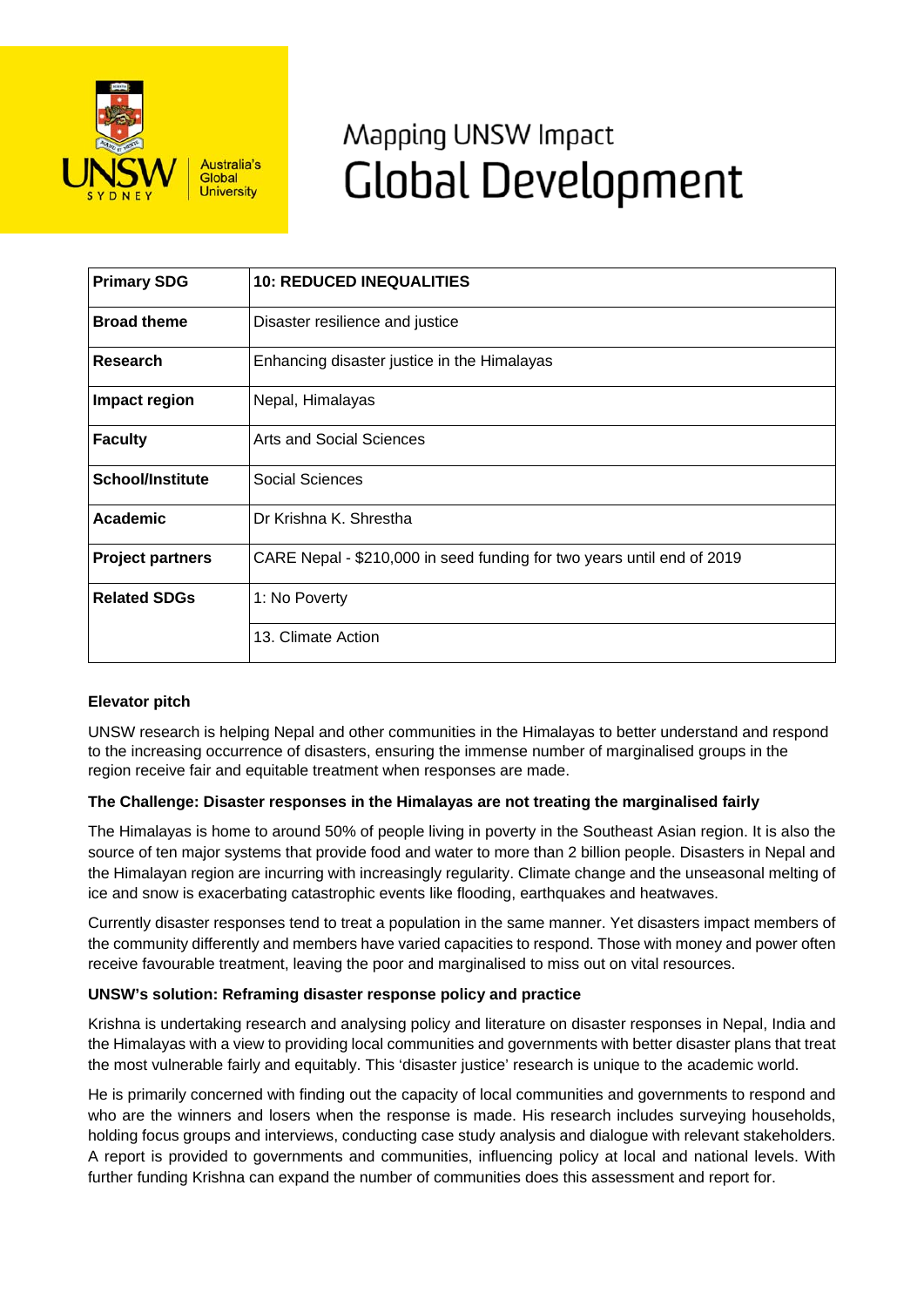# Mapping UNSW Impact
# Global Development

| Primary SDG | 10: REDUCED INEQUALITIES |
|---|---|
| Broad theme | Disaster resilience and justice |
| Research | Enhancing disaster justice in the Himalayas |
| Impact region | Nepal, Himalayas |
| Faculty | Arts and Social Sciences |
| School/Institute | Social Sciences |
| Academic | Dr Krishna K. Shrestha |
| Project partners | CARE Nepal - $210,000 in seed funding for two years until end of 2019 |
| Related SDGs | 1: No Poverty |
| | 13. Climate Action |

**Elevator pitch**

UNSW research is helping Nepal and other communities in the Himalayas to better understand and respond to the increasing occurrence of disasters, ensuring the immense number of marginalised groups in the region receive fair and equitable treatment when responses are made.

**The Challenge: Disaster responses in the Himalayas are not treating the marginalised fairly**

The Himalayas is home to around 50% of people living in poverty in the Southeast Asian region. It is also the source of ten major systems that provide food and water to more than 2 billion people. Disasters in Nepal and the Himalayan region are incurring with increasingly regularity. Climate change and the unseasonal melting of ice and snow is exacerbating catastrophic events like flooding, earthquakes and heatwaves.

Currently disaster responses tend to treat a population in the same manner. Yet disasters impact members of the community differently and members have varied capacities to respond. Those with money and power often receive favourable treatment, leaving the poor and marginalised to miss out on vital resources.

**UNSW's solution: Reframing disaster response policy and practice**

Krishna is undertaking research and analysing policy and literature on disaster responses in Nepal, India and the Himalayas with a view to providing local communities and governments with better disaster plans that treat the most vulnerable fairly and equitably. This 'disaster justice' research is unique to the academic world.

He is primarily concerned with finding out the capacity of local communities and governments to respond and who are the winners and losers when the response is made. His research includes surveying households, holding focus groups and interviews, conducting case study analysis and dialogue with relevant stakeholders. A report is provided to governments and communities, influencing policy at local and national levels. With further funding Krishna can expand the number of communities does this assessment and report for.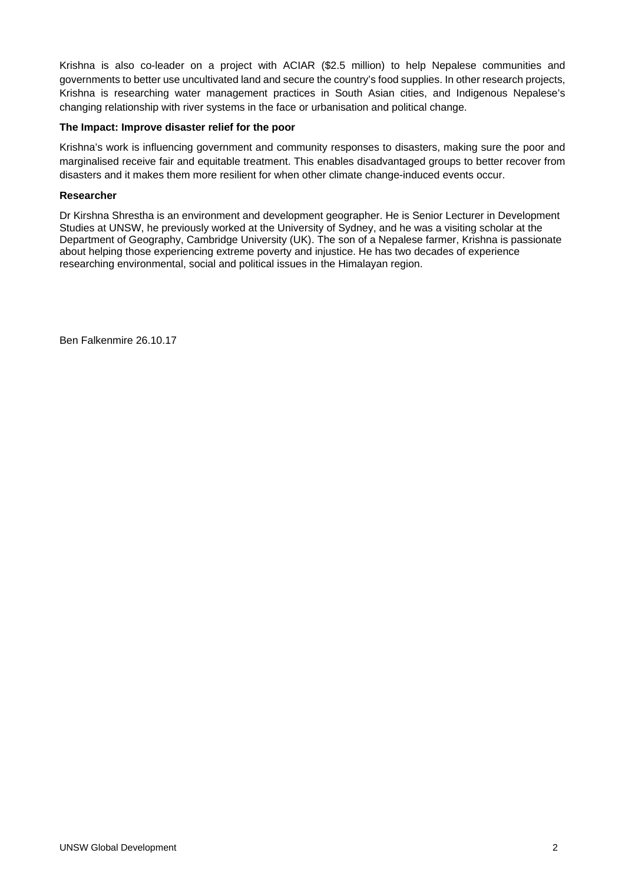Krishna is also co-leader on a project with ACIAR ($2.5 million) to help Nepalese communities and governments to better use uncultivated land and secure the country's food supplies. In other research projects, Krishna is researching water management practices in South Asian cities, and Indigenous Nepalese's changing relationship with river systems in the face or urbanisation and political change.

**The Impact: Improve disaster relief for the poor**

Krishna's work is influencing government and community responses to disasters, making sure the poor and marginalised receive fair and equitable treatment. This enables disadvantaged groups to better recover from disasters and it makes them more resilient for when other climate change-induced events occur.

**Researcher**

Dr Kirshna Shrestha is an environment and development geographer. He is Senior Lecturer in Development Studies at UNSW, he previously worked at the University of Sydney, and he was a visiting scholar at the Department of Geography, Cambridge University (UK). The son of a Nepalese farmer, Krishna is passionate about helping those experiencing extreme poverty and injustice. He has two decades of experience researching environmental, social and political issues in the Himalayan region.

Ben Falkenmire 26.10.17